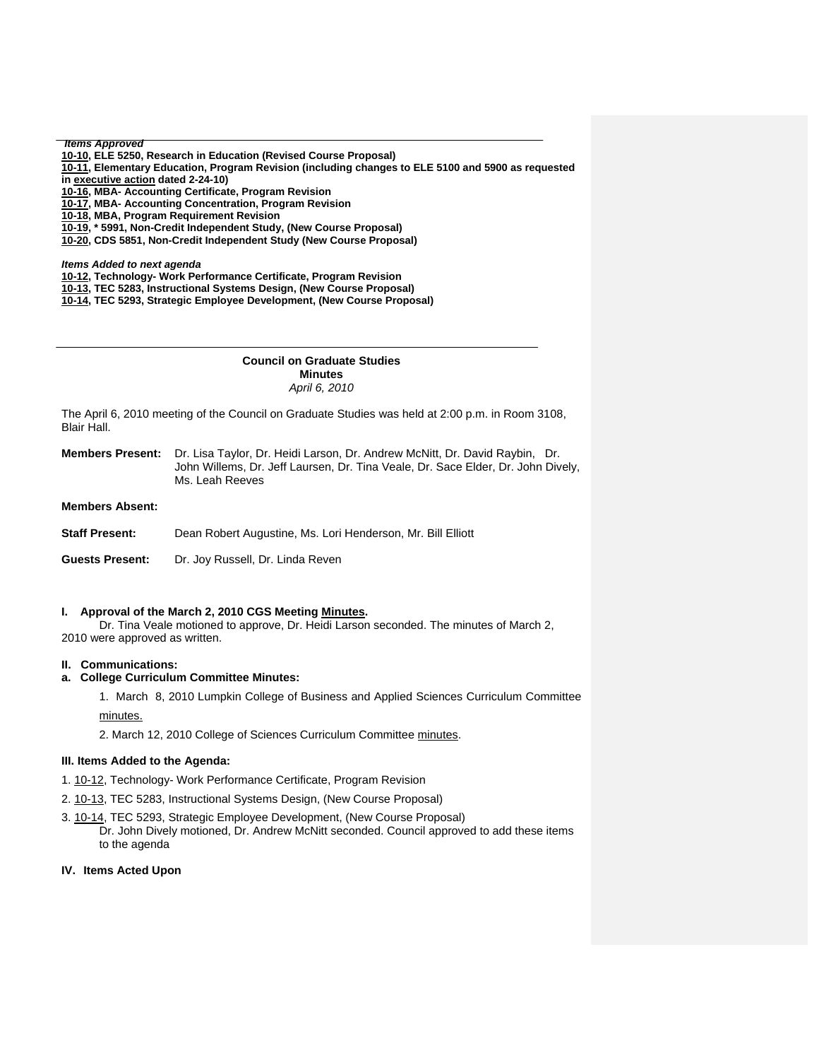***Items Approved***

**10-10, ELE 5250, Research in Education (Revised Course Proposal)**
**10-11, Elementary Education, Program Revision (including changes to ELE 5100 and 5900 as requested in executive action dated 2-24-10)**
**10-16, MBA- Accounting Certificate, Program Revision**
**10-17, MBA- Accounting Concentration, Program Revision**
**10-18, MBA, Program Requirement Revision**
**10-19, * 5991, Non-Credit Independent Study, (New Course Proposal)**
**10-20, CDS 5851, Non-Credit Independent Study (New Course Proposal)**

***Items Added to next agenda***

**10-12, Technology- Work Performance Certificate, Program Revision**
**10-13, TEC 5283, Instructional Systems Design, (New Course Proposal)**
**10-14, TEC 5293, Strategic Employee Development, (New Course Proposal)**

---

**Council on Graduate Studies**
**Minutes**
*April 6, 2010*

The April 6, 2010 meeting of the Council on Graduate Studies was held at 2:00 p.m. in Room 3108, Blair Hall.

**Members Present:** Dr. Lisa Taylor, Dr. Heidi Larson, Dr. Andrew McNitt, Dr. David Raybin, Dr. John Willems, Dr. Jeff Laursen, Dr. Tina Veale, Dr. Sace Elder, Dr. John Dively, Ms. Leah Reeves

**Members Absent:**

**Staff Present:** Dean Robert Augustine, Ms. Lori Henderson, Mr. Bill Elliott

**Guests Present:** Dr. Joy Russell, Dr. Linda Reven

**I. Approval of the March 2, 2010 CGS Meeting Minutes.**

Dr. Tina Veale motioned to approve, Dr. Heidi Larson seconded. The minutes of March 2, 2010 were approved as written.

**II. Communications:**

**a. College Curriculum Committee Minutes:**

1. March 8, 2010 Lumpkin College of Business and Applied Sciences Curriculum Committee minutes.
2. March 12, 2010 College of Sciences Curriculum Committee minutes.

**III. Items Added to the Agenda:**

1. 10-12, Technology- Work Performance Certificate, Program Revision
2. 10-13, TEC 5283, Instructional Systems Design, (New Course Proposal)
3. 10-14, TEC 5293, Strategic Employee Development, (New Course Proposal)
   Dr. John Dively motioned, Dr. Andrew McNitt seconded. Council approved to add these items to the agenda

**IV. Items Acted Upon**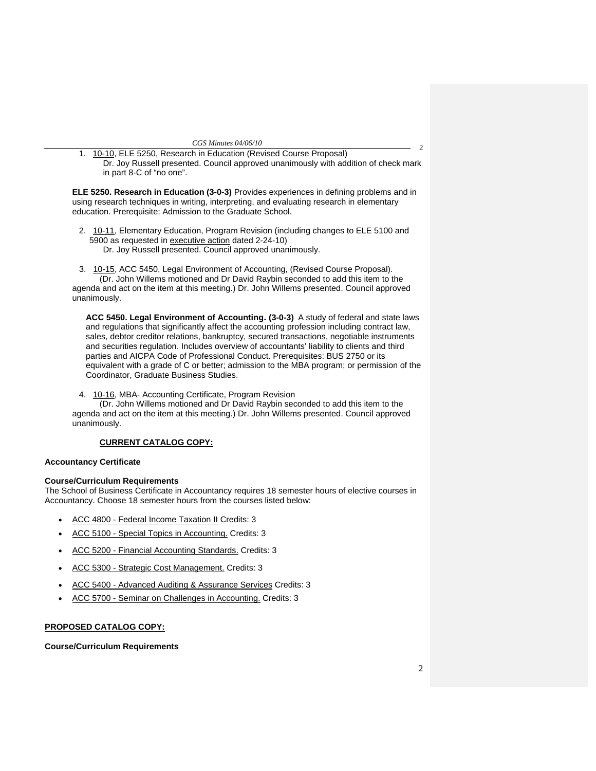1. 10-10, ELE 5250, Research in Education (Revised Course Proposal)
   Dr. Joy Russell presented. Council approved unanimously with addition of check mark in part 8-C of "no one".

**ELE 5250. Research in Education (3-0-3)** Provides experiences in defining problems and in using research techniques in writing, interpreting, and evaluating research in elementary education. Prerequisite: Admission to the Graduate School.

2. 10-11, Elementary Education, Program Revision (including changes to ELE 5100 and 5900 as requested in executive action dated 2-24-10)
   Dr. Joy Russell presented. Council approved unanimously.

3. 10-15, ACC 5450, Legal Environment of Accounting, (Revised Course Proposal).
   (Dr. John Willems motioned and Dr David Raybin seconded to add this item to the agenda and act on the item at this meeting.) Dr. John Willems presented. Council approved unanimously.

   **ACC 5450. Legal Environment of Accounting. (3-0-3)** A study of federal and state laws and regulations that significantly affect the accounting profession including contract law, sales, debtor creditor relations, bankruptcy, secured transactions, negotiable instruments and securities regulation. Includes overview of accountants' liability to clients and third parties and AICPA Code of Professional Conduct. Prerequisites: BUS 2750 or its equivalent with a grade of C or better; admission to the MBA program; or permission of the Coordinator, Graduate Business Studies.

4. 10-16, MBA- Accounting Certificate, Program Revision
   (Dr. John Willems motioned and Dr David Raybin seconded to add this item to the agenda and act on the item at this meeting.) Dr. John Willems presented. Council approved unanimously.

**CURRENT CATALOG COPY:**

**Accountancy Certificate**

**Course/Curriculum Requirements**

The School of Business Certificate in Accountancy requires 18 semester hours of elective courses in Accountancy. Choose 18 semester hours from the courses listed below:

- ACC 4800 - Federal Income Taxation II Credits: 3
- ACC 5100 - Special Topics in Accounting. Credits: 3
- ACC 5200 - Financial Accounting Standards. Credits: 3
- ACC 5300 - Strategic Cost Management. Credits: 3
- ACC 5400 - Advanced Auditing & Assurance Services Credits: 3
- ACC 5700 - Seminar on Challenges in Accounting. Credits: 3

**PROPOSED CATALOG COPY:**

**Course/Curriculum Requirements**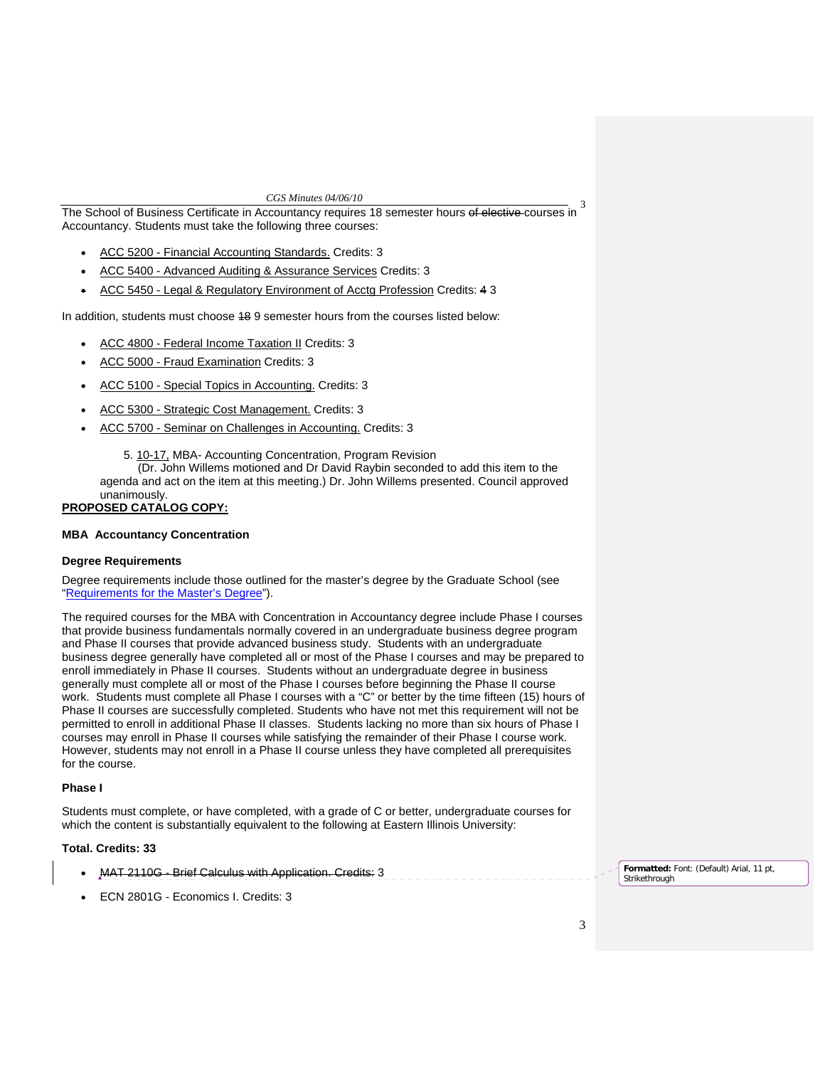The School of Business Certificate in Accountancy requires 18 semester hours ~~of elective~~ courses in Accountancy. Students must take the following three courses:

- ACC 5200 - Financial Accounting Standards. Credits: 3
- ACC 5400 - Advanced Auditing & Assurance Services Credits: 3
- ACC 5450 - Legal & Regulatory Environment of Acctg Profession Credits: ~~4~~ 3

In addition, students must choose ~~18~~ 9 semester hours from the courses listed below:

- ACC 4800 - Federal Income Taxation II Credits: 3
- ACC 5000 - Fraud Examination Credits: 3
- ACC 5100 - Special Topics in Accounting. Credits: 3
- ACC 5300 - Strategic Cost Management. Credits: 3
- ACC 5700 - Seminar on Challenges in Accounting. Credits: 3

5. 10-17, MBA- Accounting Concentration, Program Revision
(Dr. John Willems motioned and Dr David Raybin seconded to add this item to the agenda and act on the item at this meeting.) Dr. John Willems presented. Council approved unanimously.

**PROPOSED CATALOG COPY:**

**MBA Accountancy Concentration**

**Degree Requirements**

Degree requirements include those outlined for the master's degree by the Graduate School (see "Requirements for the Master's Degree").

The required courses for the MBA with Concentration in Accountancy degree include Phase I courses that provide business fundamentals normally covered in an undergraduate business degree program and Phase II courses that provide advanced business study. Students with an undergraduate business degree generally have completed all or most of the Phase I courses and may be prepared to enroll immediately in Phase II courses. Students without an undergraduate degree in business generally must complete all or most of the Phase I courses before beginning the Phase II course work. Students must complete all Phase I courses with a "C" or better by the time fifteen (15) hours of Phase II courses are successfully completed. Students who have not met this requirement will not be permitted to enroll in additional Phase II classes. Students lacking no more than six hours of Phase I courses may enroll in Phase II courses while satisfying the remainder of their Phase I course work. However, students may not enroll in a Phase II course unless they have completed all prerequisites for the course.

**Phase I**

Students must complete, or have completed, with a grade of C or better, undergraduate courses for which the content is substantially equivalent to the following at Eastern Illinois University:

**Total. Credits: 33**

- ~~MAT 2110G - Brief Calculus with Application. Credits:~~ 3
- ECN 2801G - Economics I. Credits: 3

Formatted: Font: (Default) Arial, 11 pt, Strikethrough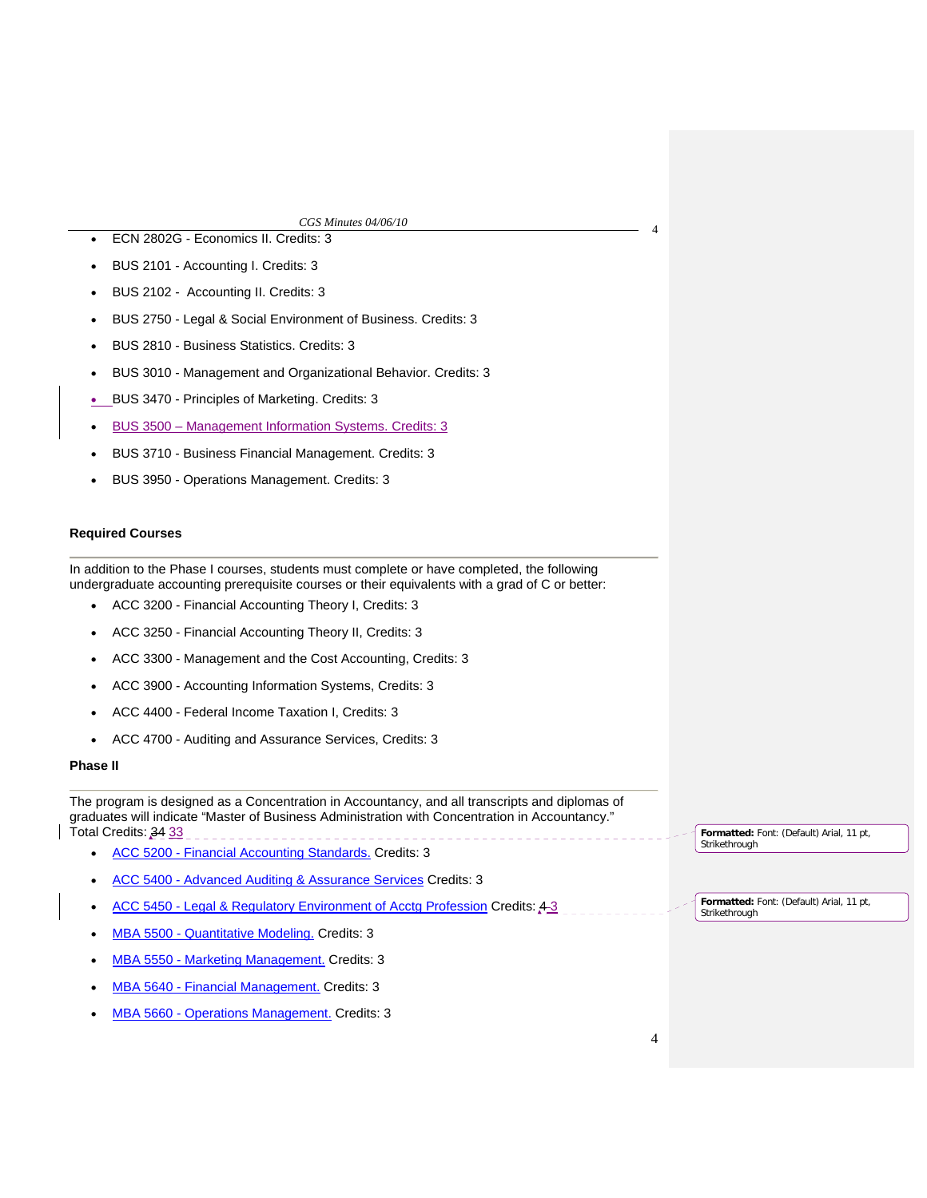- ECN 2802G - Economics II. Credits: 3
- BUS 2101 - Accounting I. Credits: 3
- BUS 2102 - Accounting II. Credits: 3
- BUS 2750 - Legal & Social Environment of Business. Credits: 3
- BUS 2810 - Business Statistics. Credits: 3
- BUS 3010 - Management and Organizational Behavior. Credits: 3
- BUS 3470 - Principles of Marketing. Credits: 3
- BUS 3500 – Management Information Systems. Credits: 3
- BUS 3710 - Business Financial Management. Credits: 3
- BUS 3950 - Operations Management. Credits: 3

**Required Courses**

In addition to the Phase I courses, students must complete or have completed, the following undergraduate accounting prerequisite courses or their equivalents with a grad of C or better:

- ACC 3200 - Financial Accounting Theory I, Credits: 3
- ACC 3250 - Financial Accounting Theory II, Credits: 3
- ACC 3300 - Management and the Cost Accounting, Credits: 3
- ACC 3900 - Accounting Information Systems, Credits: 3
- ACC 4400 - Federal Income Taxation I, Credits: 3
- ACC 4700 - Auditing and Assurance Services, Credits: 3

**Phase II**

The program is designed as a Concentration in Accountancy, and all transcripts and diplomas of graduates will indicate "Master of Business Administration with Concentration in Accountancy."
Total Credits: ~~34~~ 33

- ACC 5200 - Financial Accounting Standards. Credits: 3
- ACC 5400 - Advanced Auditing & Assurance Services Credits: 3
- ACC 5450 - Legal & Regulatory Environment of Acctg Profession Credits: ~~4~~ 3
- MBA 5500 - Quantitative Modeling. Credits: 3
- MBA 5550 - Marketing Management. Credits: 3
- MBA 5640 - Financial Management. Credits: 3
- MBA 5660 - Operations Management. Credits: 3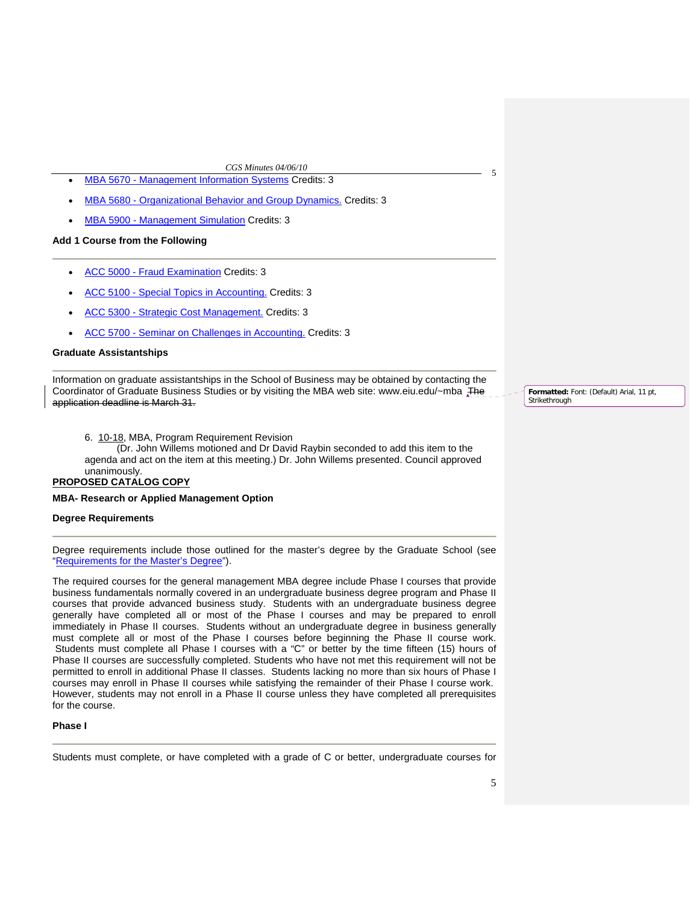- MBA 5670 - Management Information Systems Credits: 3
- MBA 5680 - Organizational Behavior and Group Dynamics. Credits: 3
- MBA 5900 - Management Simulation Credits: 3

**Add 1 Course from the Following**

- ACC 5000 - Fraud Examination Credits: 3
- ACC 5100 - Special Topics in Accounting. Credits: 3
- ACC 5300 - Strategic Cost Management. Credits: 3
- ACC 5700 - Seminar on Challenges in Accounting. Credits: 3

**Graduate Assistantships**

Information on graduate assistantships in the School of Business may be obtained by contacting the Coordinator of Graduate Business Studies or by visiting the MBA web site: www.eiu.edu/~mba ~~The application deadline is March 31.~~

Formatted: Font: (Default) Arial, 11 pt, Strikethrough

6. 10-18, MBA, Program Requirement Revision
   (Dr. John Willems motioned and Dr David Raybin seconded to add this item to the agenda and act on the item at this meeting.) Dr. John Willems presented. Council approved unanimously.

**PROPOSED CATALOG COPY**

**MBA- Research or Applied Management Option**

**Degree Requirements**

Degree requirements include those outlined for the master's degree by the Graduate School (see "Requirements for the Master's Degree").

The required courses for the general management MBA degree include Phase I courses that provide business fundamentals normally covered in an undergraduate business degree program and Phase II courses that provide advanced business study. Students with an undergraduate business degree generally have completed all or most of the Phase I courses and may be prepared to enroll immediately in Phase II courses. Students without an undergraduate degree in business generally must complete all or most of the Phase I courses before beginning the Phase II course work. Students must complete all Phase I courses with a "C" or better by the time fifteen (15) hours of Phase II courses are successfully completed. Students who have not met this requirement will not be permitted to enroll in additional Phase II classes. Students lacking no more than six hours of Phase I courses may enroll in Phase II courses while satisfying the remainder of their Phase I course work. However, students may not enroll in a Phase II course unless they have completed all prerequisites for the course.

**Phase I**

Students must complete, or have completed with a grade of C or better, undergraduate courses for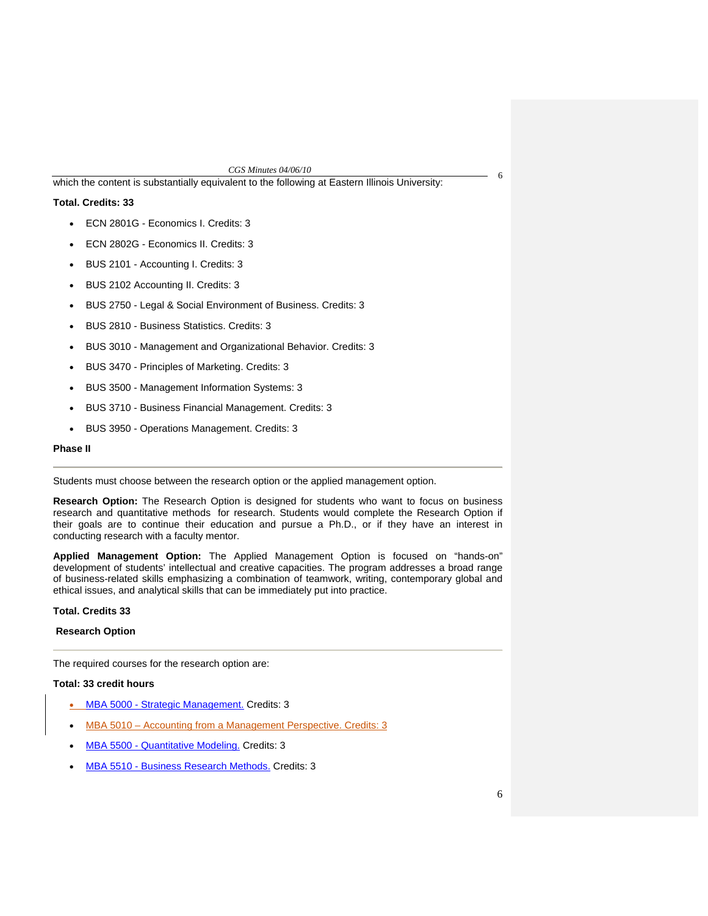which the content is substantially equivalent to the following at Eastern Illinois University:

**Total. Credits: 33**

- ECN 2801G - Economics I. Credits: 3
- ECN 2802G - Economics II. Credits: 3
- BUS 2101 - Accounting I. Credits: 3
- BUS 2102 Accounting II. Credits: 3
- BUS 2750 - Legal & Social Environment of Business. Credits: 3
- BUS 2810 - Business Statistics. Credits: 3
- BUS 3010 - Management and Organizational Behavior. Credits: 3
- BUS 3470 - Principles of Marketing. Credits: 3
- BUS 3500 - Management Information Systems: 3
- BUS 3710 - Business Financial Management. Credits: 3
- BUS 3950 - Operations Management. Credits: 3

**Phase II**

---

Students must choose between the research option or the applied management option.

**Research Option:** The Research Option is designed for students who want to focus on business research and quantitative methods for research. Students would complete the Research Option if their goals are to continue their education and pursue a Ph.D., or if they have an interest in conducting research with a faculty mentor.

**Applied Management Option:** The Applied Management Option is focused on "hands-on" development of students' intellectual and creative capacities. The program addresses a broad range of business-related skills emphasizing a combination of teamwork, writing, contemporary global and ethical issues, and analytical skills that can be immediately put into practice.

**Total. Credits 33**

**Research Option**

---

The required courses for the research option are:

**Total: 33 credit hours**

- MBA 5000 - Strategic Management. Credits: 3
- MBA 5010 – Accounting from a Management Perspective. Credits: 3
- MBA 5500 - Quantitative Modeling. Credits: 3
- MBA 5510 - Business Research Methods. Credits: 3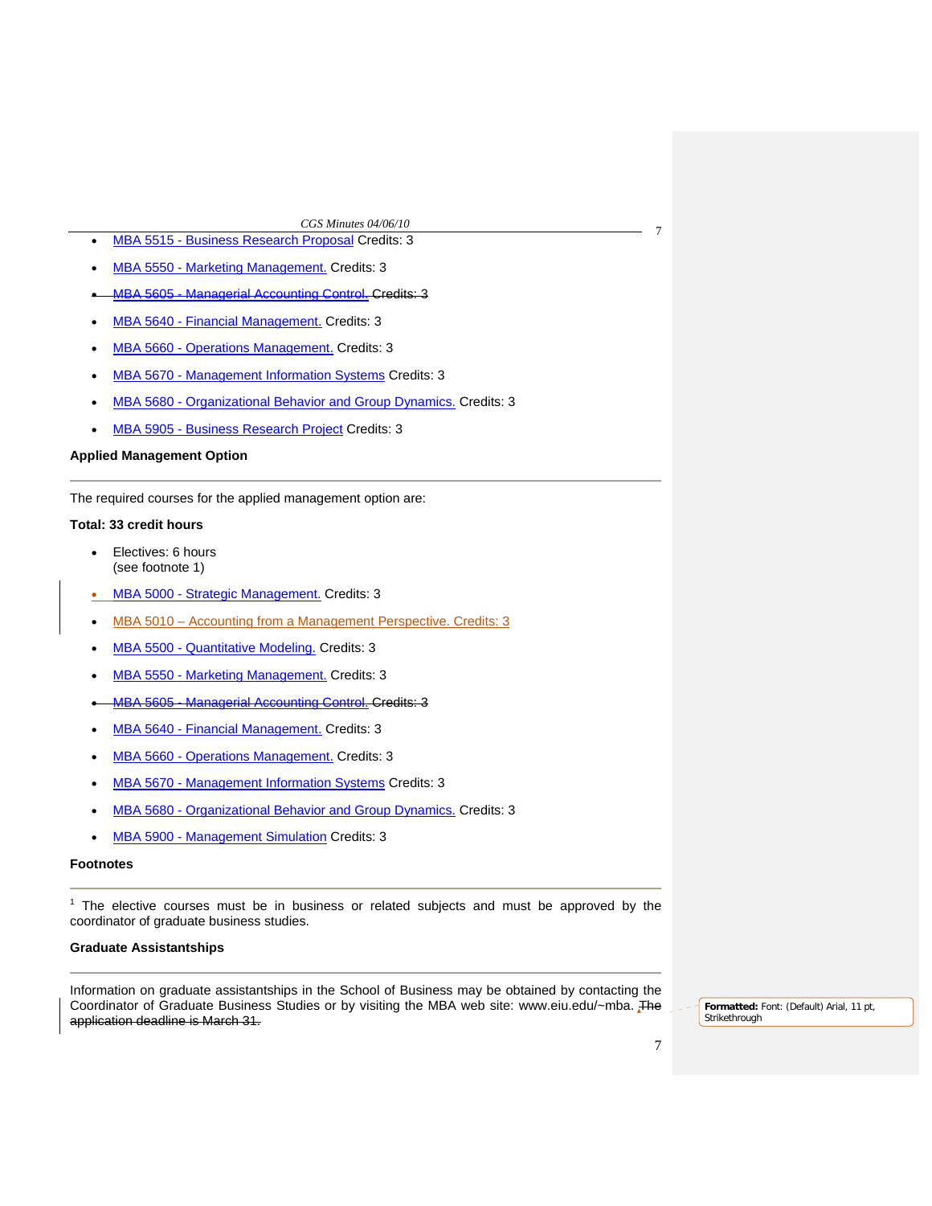- MBA 5515 - Business Research Proposal Credits: 3
- MBA 5550 - Marketing Management. Credits: 3
- ~~MBA 5605 - Managerial Accounting Control. Credits: 3~~
- MBA 5640 - Financial Management. Credits: 3
- MBA 5660 - Operations Management. Credits: 3
- MBA 5670 - Management Information Systems Credits: 3
- MBA 5680 - Organizational Behavior and Group Dynamics. Credits: 3
- MBA 5905 - Business Research Project Credits: 3

**Applied Management Option**

The required courses for the applied management option are:

**Total: 33 credit hours**

- Electives: 6 hours
  (see footnote 1)
- MBA 5000 - Strategic Management. Credits: 3
- MBA 5010 – Accounting from a Management Perspective. Credits: 3
- MBA 5500 - Quantitative Modeling. Credits: 3
- MBA 5550 - Marketing Management. Credits: 3
- ~~MBA 5605 - Managerial Accounting Control. Credits: 3~~
- MBA 5640 - Financial Management. Credits: 3
- MBA 5660 - Operations Management. Credits: 3
- MBA 5670 - Management Information Systems Credits: 3
- MBA 5680 - Organizational Behavior and Group Dynamics. Credits: 3
- MBA 5900 - Management Simulation Credits: 3

**Footnotes**

[1] The elective courses must be in business or related subjects and must be approved by the coordinator of graduate business studies.

**Graduate Assistantships**

Information on graduate assistantships in the School of Business may be obtained by contacting the Coordinator of Graduate Business Studies or by visiting the MBA web site: www.eiu.edu/~mba. ~~The application deadline is March 31.~~

Formatted: Font: (Default) Arial, 11 pt, Strikethrough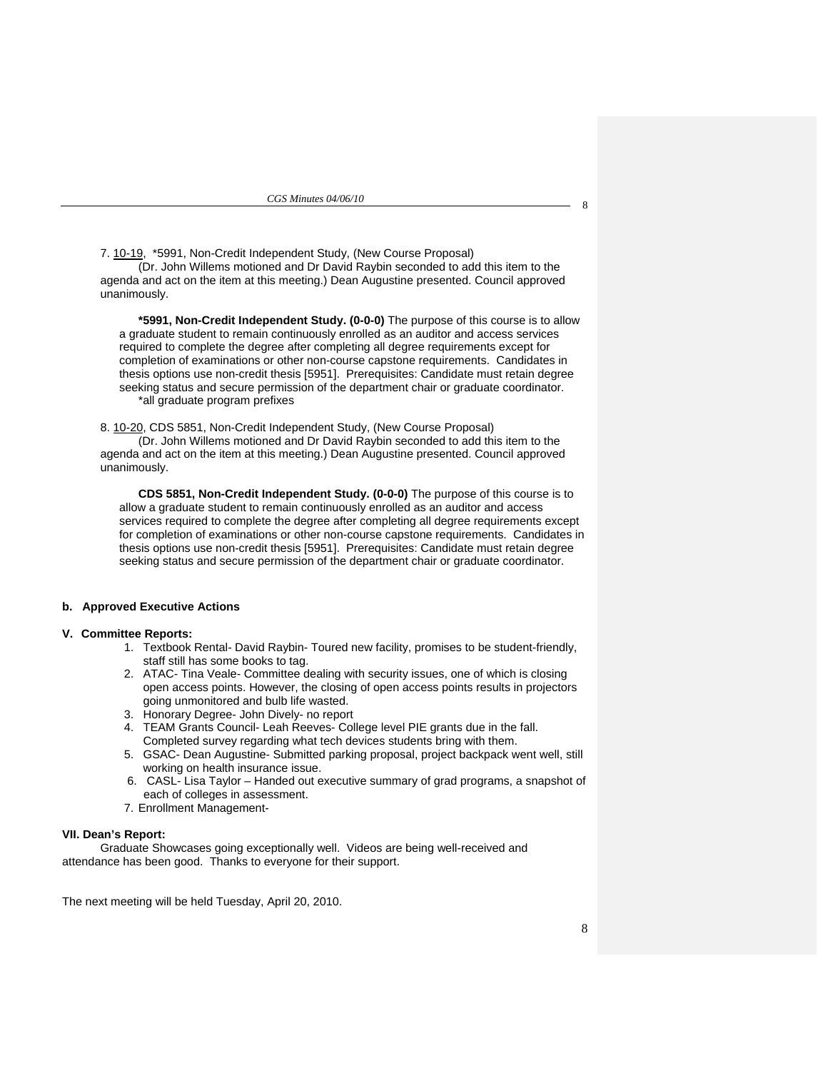7. 10-19, *5991, Non-Credit Independent Study, (New Course Proposal)

(Dr. John Willems motioned and Dr David Raybin seconded to add this item to the agenda and act on the item at this meeting.) Dean Augustine presented. Council approved unanimously.

> **\*5991, Non-Credit Independent Study. (0-0-0)** The purpose of this course is to allow a graduate student to remain continuously enrolled as an auditor and access services required to complete the degree after completing all degree requirements except for completion of examinations or other non-course capstone requirements. Candidates in thesis options use non-credit thesis [5951]. Prerequisites: Candidate must retain degree seeking status and secure permission of the department chair or graduate coordinator.
> *all graduate program prefixes

8. 10-20, CDS 5851, Non-Credit Independent Study, (New Course Proposal)

(Dr. John Willems motioned and Dr David Raybin seconded to add this item to the agenda and act on the item at this meeting.) Dean Augustine presented. Council approved unanimously.

> **CDS 5851, Non-Credit Independent Study. (0-0-0)** The purpose of this course is to allow a graduate student to remain continuously enrolled as an auditor and access services required to complete the degree after completing all degree requirements except for completion of examinations or other non-course capstone requirements. Candidates in thesis options use non-credit thesis [5951]. Prerequisites: Candidate must retain degree seeking status and secure permission of the department chair or graduate coordinator.

**b. Approved Executive Actions**

**V. Committee Reports:**

1. Textbook Rental- David Raybin- Toured new facility, promises to be student-friendly, staff still has some books to tag.
2. ATAC- Tina Veale- Committee dealing with security issues, one of which is closing open access points. However, the closing of open access points results in projectors going unmonitored and bulb life wasted.
3. Honorary Degree- John Dively- no report
4. TEAM Grants Council- Leah Reeves- College level PIE grants due in the fall. Completed survey regarding what tech devices students bring with them.
5. GSAC- Dean Augustine- Submitted parking proposal, project backpack went well, still working on health insurance issue.
6. CASL- Lisa Taylor – Handed out executive summary of grad programs, a snapshot of each of colleges in assessment.
7. Enrollment Management-

**VII. Dean's Report:**

Graduate Showcases going exceptionally well. Videos are being well-received and attendance has been good. Thanks to everyone for their support.

The next meeting will be held Tuesday, April 20, 2010.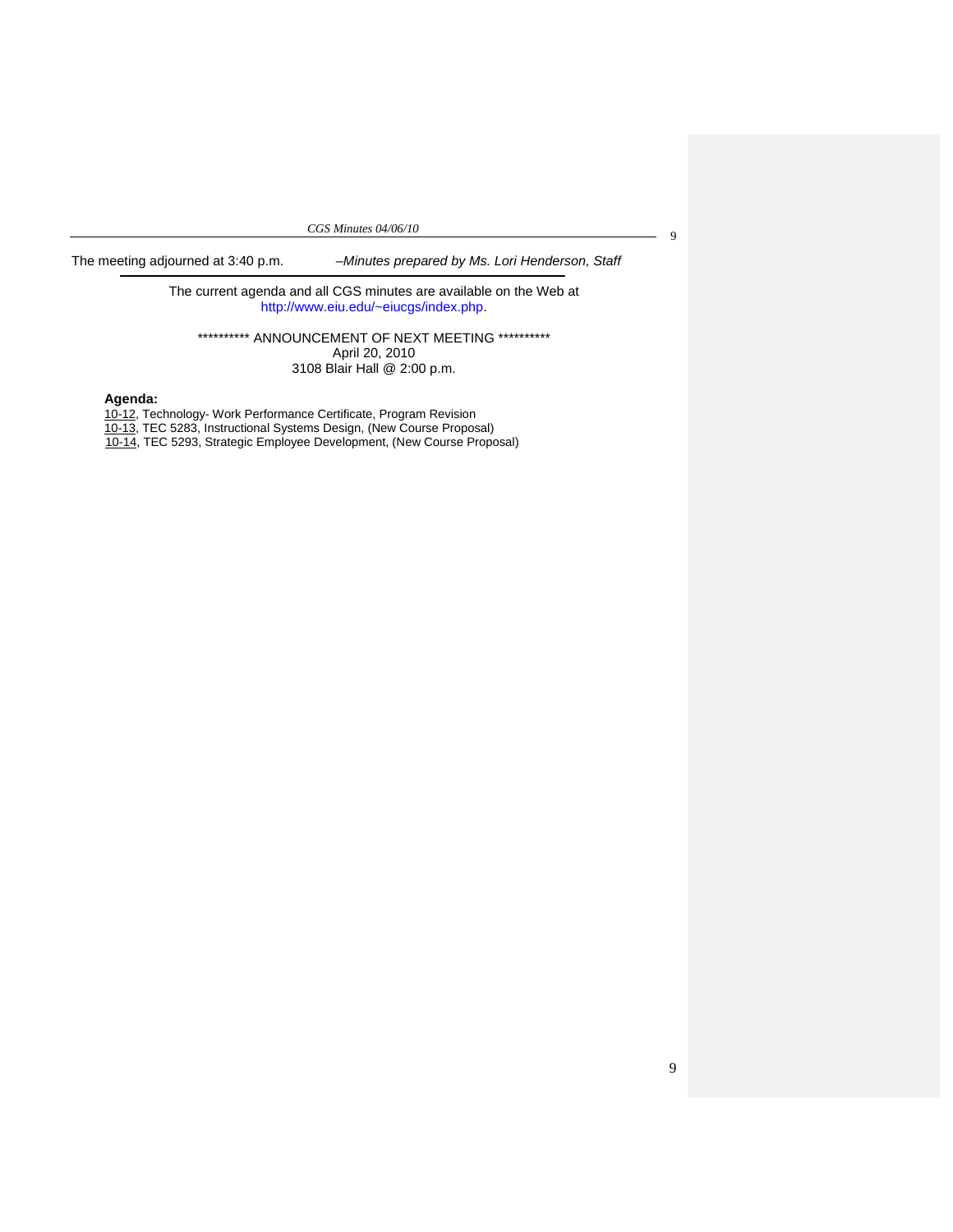The meeting adjourned at 3:40 p.m. *–Minutes prepared by Ms. Lori Henderson, Staff*

The current agenda and all CGS minutes are available on the Web at http://www.eiu.edu/~eiucgs/index.php.

********** ANNOUNCEMENT OF NEXT MEETING **********
April 20, 2010
3108 Blair Hall @ 2:00 p.m.

**Agenda:**

10-12, Technology- Work Performance Certificate, Program Revision
10-13, TEC 5283, Instructional Systems Design, (New Course Proposal)
10-14, TEC 5293, Strategic Employee Development, (New Course Proposal)